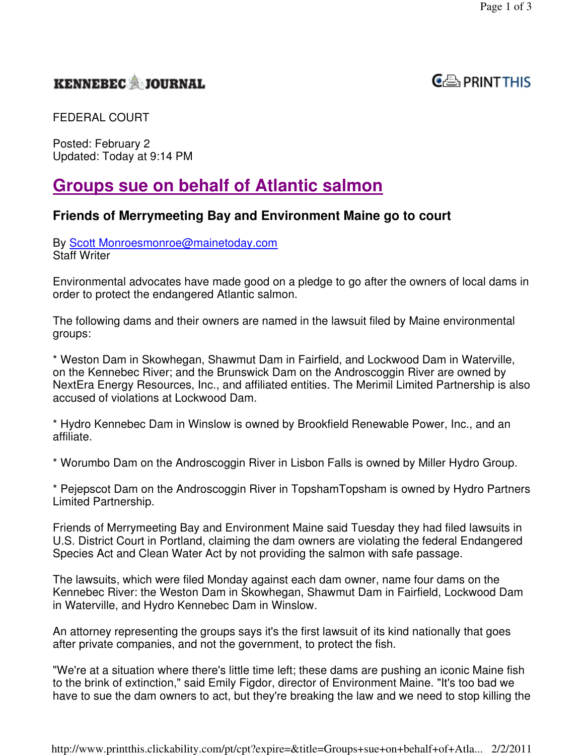KENNEBEC JOURNAL

FEDERAL COURT

Posted: February 2
Updated: Today at 9:14 PM

# Groups sue on behalf of Atlantic salmon

## Friends of Merrymeeting Bay and Environment Maine go to court

By Scott Monroesmonroe@mainetoday.com
Staff Writer

Environmental advocates have made good on a pledge to go after the owners of local dams in order to protect the endangered Atlantic salmon.

The following dams and their owners are named in the lawsuit filed by Maine environmental groups:

* Weston Dam in Skowhegan, Shawmut Dam in Fairfield, and Lockwood Dam in Waterville, on the Kennebec River; and the Brunswick Dam on the Androscoggin River are owned by NextEra Energy Resources, Inc., and affiliated entities. The Merimil Limited Partnership is also accused of violations at Lockwood Dam.

* Hydro Kennebec Dam in Winslow is owned by Brookfield Renewable Power, Inc., and an affiliate.

* Worumbo Dam on the Androscoggin River in Lisbon Falls is owned by Miller Hydro Group.

* Pejepscot Dam on the Androscoggin River in TopshamTopsham is owned by Hydro Partners Limited Partnership.

Friends of Merrymeeting Bay and Environment Maine said Tuesday they had filed lawsuits in U.S. District Court in Portland, claiming the dam owners are violating the federal Endangered Species Act and Clean Water Act by not providing the salmon with safe passage.

The lawsuits, which were filed Monday against each dam owner, name four dams on the Kennebec River: the Weston Dam in Skowhegan, Shawmut Dam in Fairfield, Lockwood Dam in Waterville, and Hydro Kennebec Dam in Winslow.

An attorney representing the groups says it's the first lawsuit of its kind nationally that goes after private companies, and not the government, to protect the fish.

"We're at a situation where there's little time left; these dams are pushing an iconic Maine fish to the brink of extinction," said Emily Figdor, director of Environment Maine. "It's too bad we have to sue the dam owners to act, but they're breaking the law and we need to stop killing the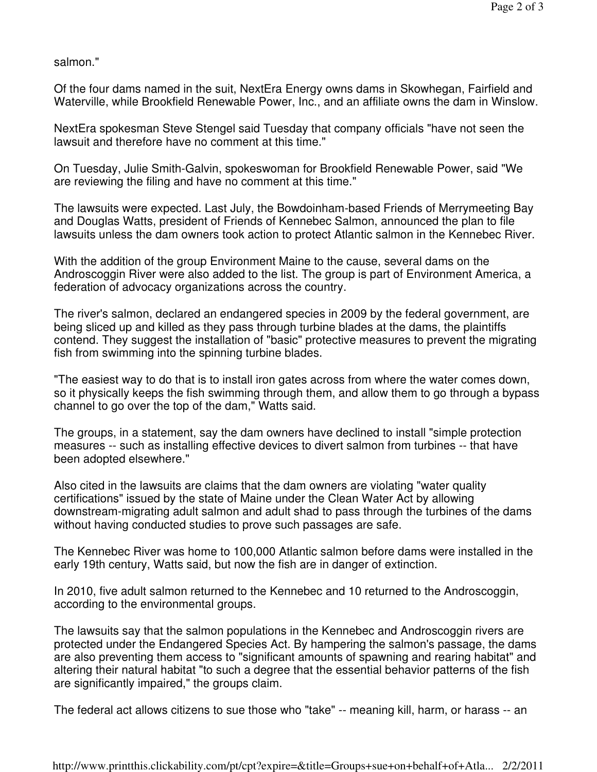salmon."

Of the four dams named in the suit, NextEra Energy owns dams in Skowhegan, Fairfield and Waterville, while Brookfield Renewable Power, Inc., and an affiliate owns the dam in Winslow.

NextEra spokesman Steve Stengel said Tuesday that company officials "have not seen the lawsuit and therefore have no comment at this time."

On Tuesday, Julie Smith-Galvin, spokeswoman for Brookfield Renewable Power, said "We are reviewing the filing and have no comment at this time."

The lawsuits were expected. Last July, the Bowdoinham-based Friends of Merrymeeting Bay and Douglas Watts, president of Friends of Kennebec Salmon, announced the plan to file lawsuits unless the dam owners took action to protect Atlantic salmon in the Kennebec River.

With the addition of the group Environment Maine to the cause, several dams on the Androscoggin River were also added to the list. The group is part of Environment America, a federation of advocacy organizations across the country.

The river's salmon, declared an endangered species in 2009 by the federal government, are being sliced up and killed as they pass through turbine blades at the dams, the plaintiffs contend. They suggest the installation of "basic" protective measures to prevent the migrating fish from swimming into the spinning turbine blades.

"The easiest way to do that is to install iron gates across from where the water comes down, so it physically keeps the fish swimming through them, and allow them to go through a bypass channel to go over the top of the dam," Watts said.

The groups, in a statement, say the dam owners have declined to install "simple protection measures -- such as installing effective devices to divert salmon from turbines -- that have been adopted elsewhere."

Also cited in the lawsuits are claims that the dam owners are violating "water quality certifications" issued by the state of Maine under the Clean Water Act by allowing downstream-migrating adult salmon and adult shad to pass through the turbines of the dams without having conducted studies to prove such passages are safe.

The Kennebec River was home to 100,000 Atlantic salmon before dams were installed in the early 19th century, Watts said, but now the fish are in danger of extinction.

In 2010, five adult salmon returned to the Kennebec and 10 returned to the Androscoggin, according to the environmental groups.

The lawsuits say that the salmon populations in the Kennebec and Androscoggin rivers are protected under the Endangered Species Act. By hampering the salmon's passage, the dams are also preventing them access to "significant amounts of spawning and rearing habitat" and altering their natural habitat "to such a degree that the essential behavior patterns of the fish are significantly impaired," the groups claim.

The federal act allows citizens to sue those who "take" -- meaning kill, harm, or harass -- an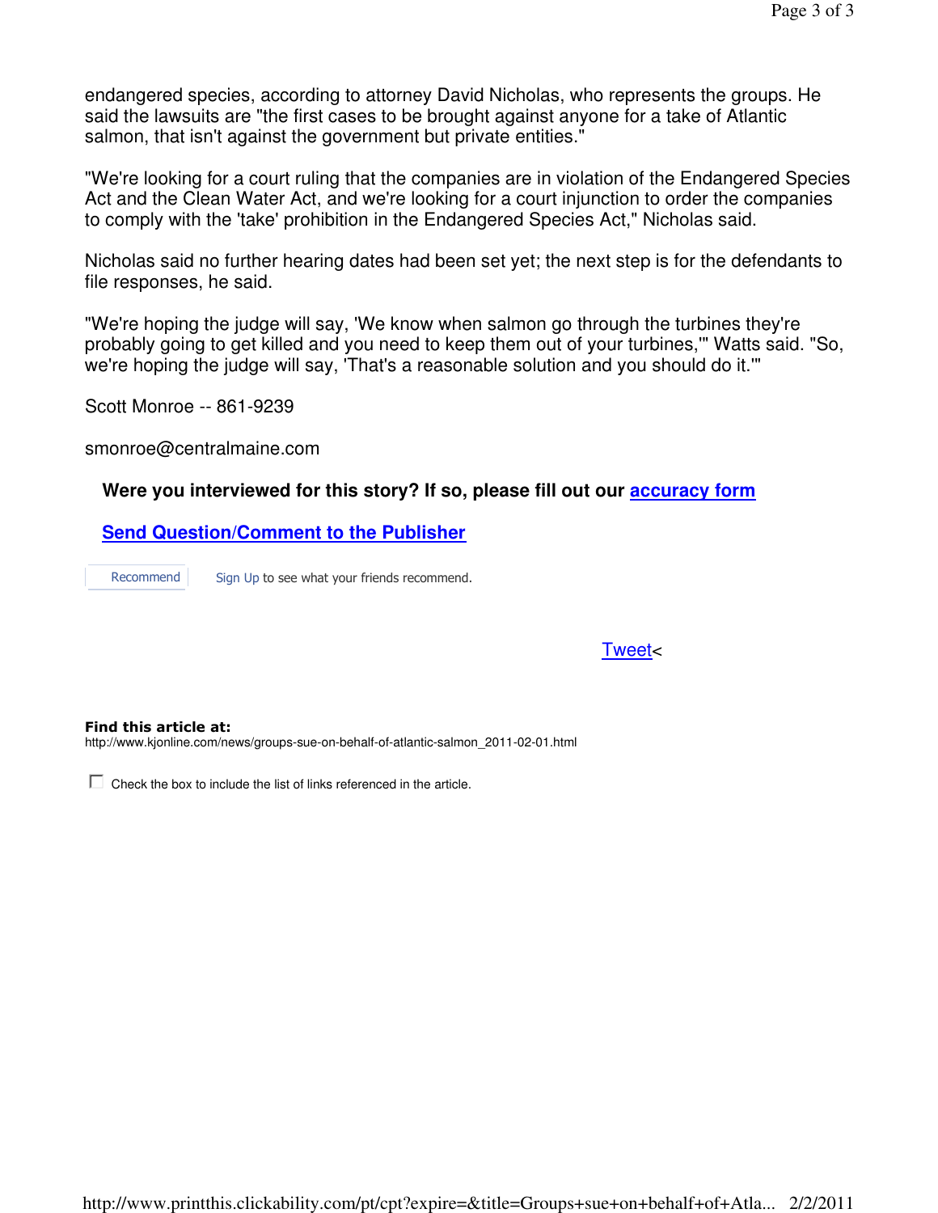endangered species, according to attorney David Nicholas, who represents the groups. He said the lawsuits are "the first cases to be brought against anyone for a take of Atlantic salmon, that isn't against the government but private entities."

"We're looking for a court ruling that the companies are in violation of the Endangered Species Act and the Clean Water Act, and we're looking for a court injunction to order the companies to comply with the 'take' prohibition in the Endangered Species Act," Nicholas said.

Nicholas said no further hearing dates had been set yet; the next step is for the defendants to file responses, he said.

"We're hoping the judge will say, 'We know when salmon go through the turbines they're probably going to get killed and you need to keep them out of your turbines,'" Watts said. "So, we're hoping the judge will say, 'That's a reasonable solution and you should do it.'"

Scott Monroe -- 861-9239

smonroe@centralmaine.com

**Were you interviewed for this story? If so, please fill out our accuracy form**

**Send Question/Comment to the Publisher**

Recommend Sign Up to see what your friends recommend.

Tweet<

**Find this article at:**
http://www.kjonline.com/news/groups-sue-on-behalf-of-atlantic-salmon_2011-02-01.html

☐ Check the box to include the list of links referenced in the article.